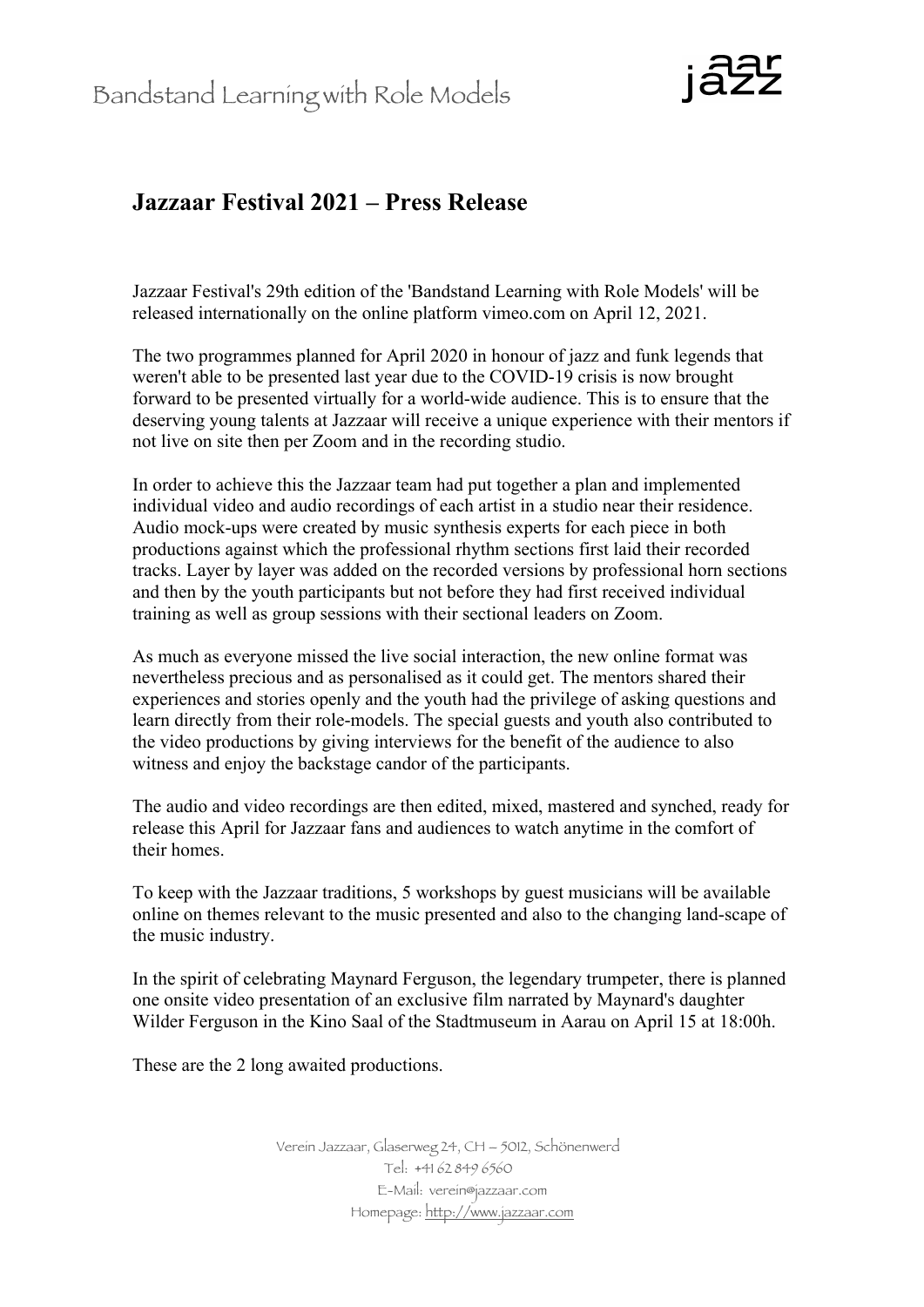# Jazzaar Festival 2021 – Press Release

Jazzaar Festival's 29th edition of the 'Bandstand Learning with Role Models' will be released internationally on the online platform vimeo.com on April 12, 2021.

The two programmes planned for April 2020 in honour of jazz and funk legends that weren't able to be presented last year due to the COVID-19 crisis is now brought forward to be presented virtually for a world-wide audience. This is to ensure that the deserving young talents at Jazzaar will receive a unique experience with their mentors if not live on site then per Zoom and in the recording studio.

In order to achieve this the Jazzaar team had put together a plan and implemented individual video and audio recordings of each artist in a studio near their residence. Audio mock-ups were created by music synthesis experts for each piece in both productions against which the professional rhythm sections first laid their recorded tracks. Layer by layer was added on the recorded versions by professional horn sections and then by the youth participants but not before they had first received individual training as well as group sessions with their sectional leaders on Zoom.

As much as everyone missed the live social interaction, the new online format was nevertheless precious and as personalised as it could get. The mentors shared their experiences and stories openly and the youth had the privilege of asking questions and learn directly from their role-models. The special guests and youth also contributed to the video productions by giving interviews for the benefit of the audience to also witness and enjoy the backstage candor of the participants.

The audio and video recordings are then edited, mixed, mastered and synched, ready for release this April for Jazzaar fans and audiences to watch anytime in the comfort of their homes.

To keep with the Jazzaar traditions, 5 workshops by guest musicians will be available online on themes relevant to the music presented and also to the changing land-scape of the music industry.

In the spirit of celebrating Maynard Ferguson, the legendary trumpeter, there is planned one onsite video presentation of an exclusive film narrated by Maynard's daughter Wilder Ferguson in the Kino Saal of the Stadtmuseum in Aarau on April 15 at 18:00h.

These are the 2 long awaited productions.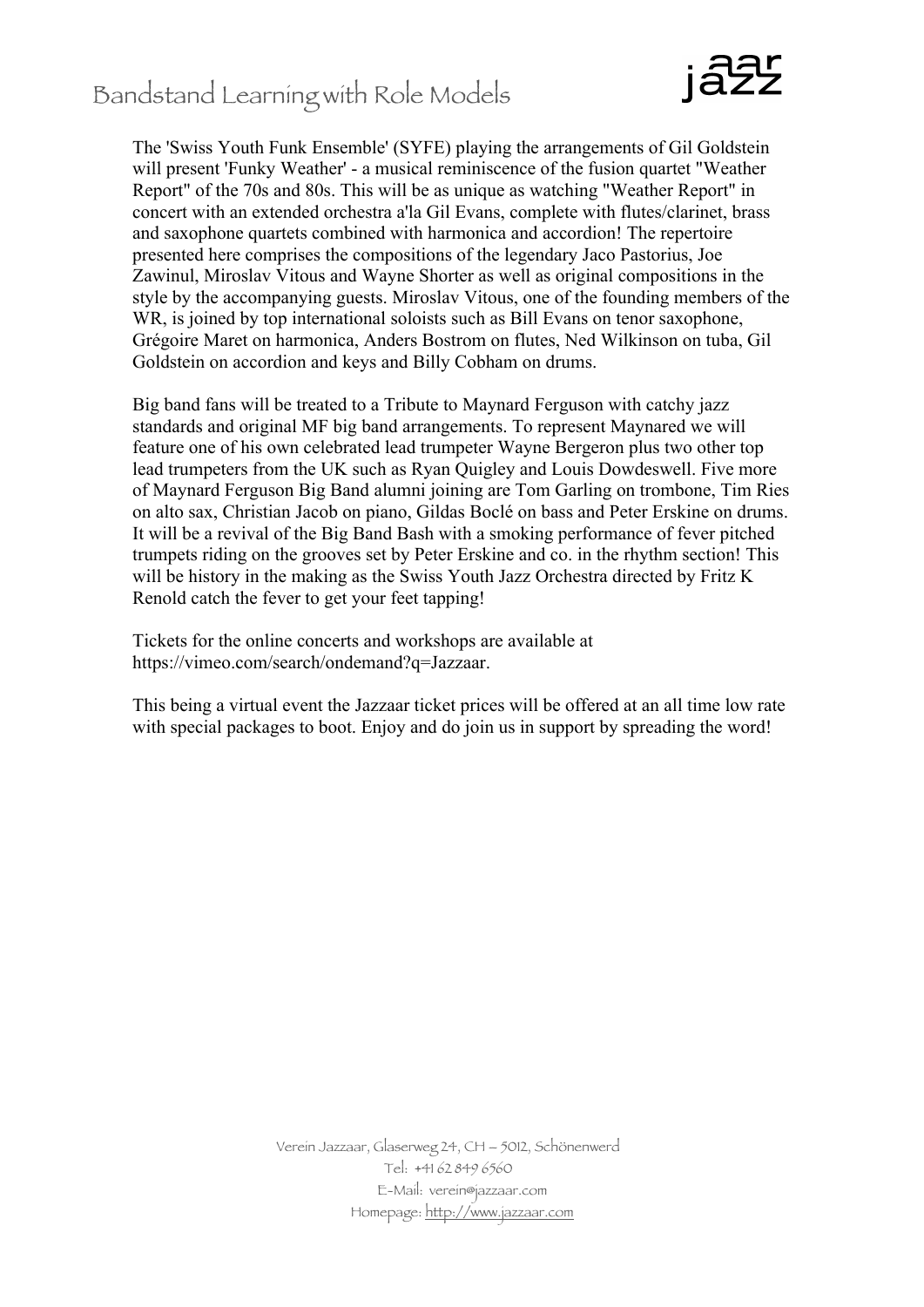The 'Swiss Youth Funk Ensemble' (SYFE) playing the arrangements of Gil Goldstein will present 'Funky Weather' - a musical reminiscence of the fusion quartet "Weather Report" of the 70s and 80s. This will be as unique as watching "Weather Report" in concert with an extended orchestra a'la Gil Evans, complete with flutes/clarinet, brass and saxophone quartets combined with harmonica and accordion! The repertoire presented here comprises the compositions of the legendary Jaco Pastorius, Joe Zawinul, Miroslav Vitous and Wayne Shorter as well as original compositions in the style by the accompanying guests. Miroslav Vitous, one of the founding members of the WR, is joined by top international soloists such as Bill Evans on tenor saxophone, Grégoire Maret on harmonica, Anders Bostrom on flutes, Ned Wilkinson on tuba, Gil Goldstein on accordion and keys and Billy Cobham on drums.

Big band fans will be treated to a Tribute to Maynard Ferguson with catchy jazz standards and original MF big band arrangements. To represent Maynared we will feature one of his own celebrated lead trumpeter Wayne Bergeron plus two other top lead trumpeters from the UK such as Ryan Quigley and Louis Dowdeswell. Five more of Maynard Ferguson Big Band alumni joining are Tom Garling on trombone, Tim Ries on alto sax, Christian Jacob on piano, Gildas Boclé on bass and Peter Erskine on drums. It will be a revival of the Big Band Bash with a smoking performance of fever pitched trumpets riding on the grooves set by Peter Erskine and co. in the rhythm section! This will be history in the making as the Swiss Youth Jazz Orchestra directed by Fritz K Renold catch the fever to get your feet tapping!

Tickets for the online concerts and workshops are available at https://vimeo.com/search/ondemand?q=Jazzaar.

This being a virtual event the Jazzaar ticket prices will be offered at an all time low rate with special packages to boot. Enjoy and do join us in support by spreading the word!

Verein Jazzaar, Glaserweg 24, CH – 5012, Schönenwerd
Tel: +41 62 849 6560
E-Mail: verein@jazzaar.com
Homepage: http://www.jazzaar.com